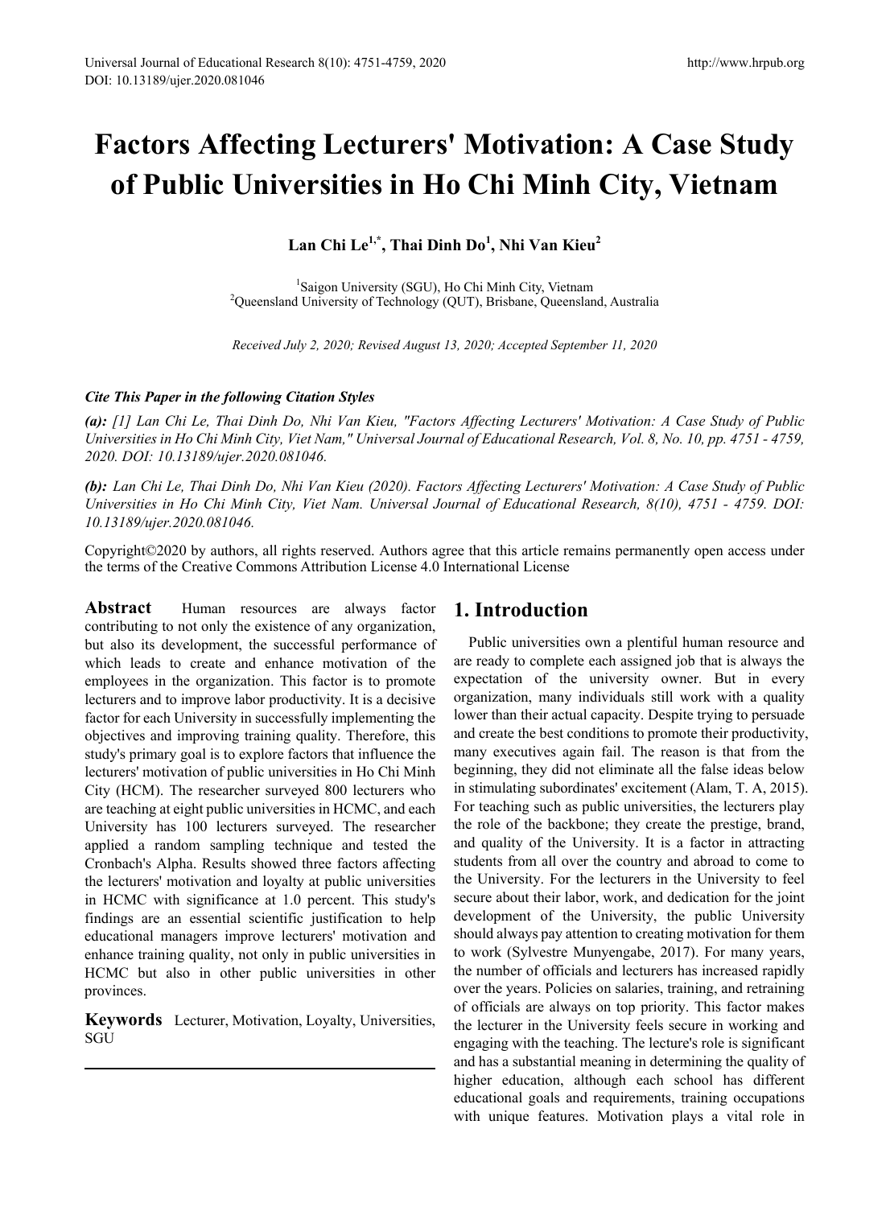# Factors Affecting Lecturers' Motivation: A Case Study of Public Universities in Ho Chi Minh City, Vietnam

**Lan Chi Le[1,*], Thai Dinh Do[1], Nhi Van Kieu[2]**

[1]Saigon University (SGU), Ho Chi Minh City, Vietnam
[2]Queensland University of Technology (QUT), Brisbane, Queensland, Australia

*Received July 2, 2020; Revised August 13, 2020; Accepted September 11, 2020*

***Cite This Paper in the following Citation Styles***

***(a):*** *[1] Lan Chi Le, Thai Dinh Do, Nhi Van Kieu, "Factors Affecting Lecturers' Motivation: A Case Study of Public Universities in Ho Chi Minh City, Viet Nam," Universal Journal of Educational Research, Vol. 8, No. 10, pp. 4751 - 4759, 2020. DOI: 10.13189/ujer.2020.081046.*

***(b):*** *Lan Chi Le, Thai Dinh Do, Nhi Van Kieu (2020). Factors Affecting Lecturers' Motivation: A Case Study of Public Universities in Ho Chi Minh City, Viet Nam. Universal Journal of Educational Research, 8(10), 4751 - 4759. DOI: 10.13189/ujer.2020.081046.*

Copyright©2020 by authors, all rights reserved. Authors agree that this article remains permanently open access under the terms of the Creative Commons Attribution License 4.0 International License

**Abstract** Human resources are always factor contributing to not only the existence of any organization, but also its development, the successful performance of which leads to create and enhance motivation of the employees in the organization. This factor is to promote lecturers and to improve labor productivity. It is a decisive factor for each University in successfully implementing the objectives and improving training quality. Therefore, this study's primary goal is to explore factors that influence the lecturers' motivation of public universities in Ho Chi Minh City (HCM). The researcher surveyed 800 lecturers who are teaching at eight public universities in HCMC, and each University has 100 lecturers surveyed. The researcher applied a random sampling technique and tested the Cronbach's Alpha. Results showed three factors affecting the lecturers' motivation and loyalty at public universities in HCMC with significance at 1.0 percent. This study's findings are an essential scientific justification to help educational managers improve lecturers' motivation and enhance training quality, not only in public universities in HCMC but also in other public universities in other provinces.

**Keywords** Lecturer, Motivation, Loyalty, Universities, SGU

## 1. Introduction

Public universities own a plentiful human resource and are ready to complete each assigned job that is always the expectation of the university owner. But in every organization, many individuals still work with a quality lower than their actual capacity. Despite trying to persuade and create the best conditions to promote their productivity, many executives again fail. The reason is that from the beginning, they did not eliminate all the false ideas below in stimulating subordinates' excitement (Alam, T. A, 2015). For teaching such as public universities, the lecturers play the role of the backbone; they create the prestige, brand, and quality of the University. It is a factor in attracting students from all over the country and abroad to come to the University. For the lecturers in the University to feel secure about their labor, work, and dedication for the joint development of the University, the public University should always pay attention to creating motivation for them to work (Sylvestre Munyengabe, 2017). For many years, the number of officials and lecturers has increased rapidly over the years. Policies on salaries, training, and retraining of officials are always on top priority. This factor makes the lecturer in the University feels secure in working and engaging with the teaching. The lecture's role is significant and has a substantial meaning in determining the quality of higher education, although each school has different educational goals and requirements, training occupations with unique features. Motivation plays a vital role in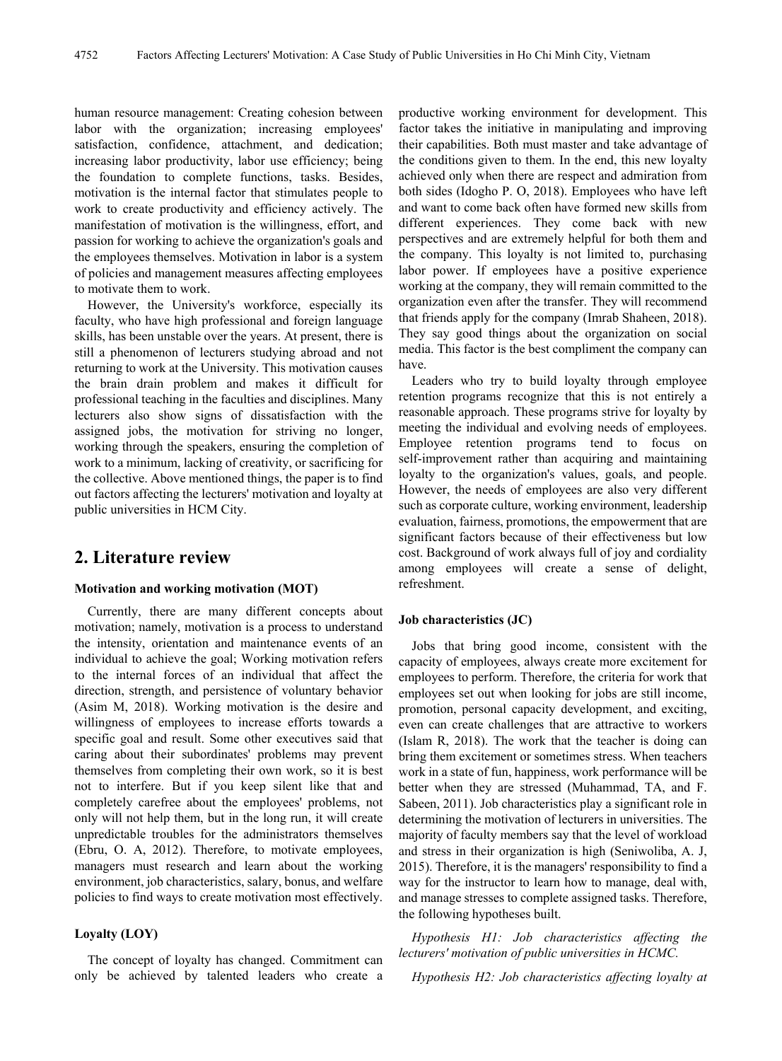human resource management: Creating cohesion between labor with the organization; increasing employees' satisfaction, confidence, attachment, and dedication; increasing labor productivity, labor use efficiency; being the foundation to complete functions, tasks. Besides, motivation is the internal factor that stimulates people to work to create productivity and efficiency actively. The manifestation of motivation is the willingness, effort, and passion for working to achieve the organization's goals and the employees themselves. Motivation in labor is a system of policies and management measures affecting employees to motivate them to work.

However, the University's workforce, especially its faculty, who have high professional and foreign language skills, has been unstable over the years. At present, there is still a phenomenon of lecturers studying abroad and not returning to work at the University. This motivation causes the brain drain problem and makes it difficult for professional teaching in the faculties and disciplines. Many lecturers also show signs of dissatisfaction with the assigned jobs, the motivation for striving no longer, working through the speakers, ensuring the completion of work to a minimum, lacking of creativity, or sacrificing for the collective. Above mentioned things, the paper is to find out factors affecting the lecturers' motivation and loyalty at public universities in HCM City.

## 2. Literature review

**Motivation and working motivation (MOT)**

Currently, there are many different concepts about motivation; namely, motivation is a process to understand the intensity, orientation and maintenance events of an individual to achieve the goal; Working motivation refers to the internal forces of an individual that affect the direction, strength, and persistence of voluntary behavior (Asim M, 2018). Working motivation is the desire and willingness of employees to increase efforts towards a specific goal and result. Some other executives said that caring about their subordinates' problems may prevent themselves from completing their own work, so it is best not to interfere. But if you keep silent like that and completely carefree about the employees' problems, not only will not help them, but in the long run, it will create unpredictable troubles for the administrators themselves (Ebru, O. A, 2012). Therefore, to motivate employees, managers must research and learn about the working environment, job characteristics, salary, bonus, and welfare policies to find ways to create motivation most effectively.

**Loyalty (LOY)**

The concept of loyalty has changed. Commitment can only be achieved by talented leaders who create a productive working environment for development. This factor takes the initiative in manipulating and improving their capabilities. Both must master and take advantage of the conditions given to them. In the end, this new loyalty achieved only when there are respect and admiration from both sides (Idogho P. O, 2018). Employees who have left and want to come back often have formed new skills from different experiences. They come back with new perspectives and are extremely helpful for both them and the company. This loyalty is not limited to, purchasing labor power. If employees have a positive experience working at the company, they will remain committed to the organization even after the transfer. They will recommend that friends apply for the company (Imrab Shaheen, 2018). They say good things about the organization on social media. This factor is the best compliment the company can have.

Leaders who try to build loyalty through employee retention programs recognize that this is not entirely a reasonable approach. These programs strive for loyalty by meeting the individual and evolving needs of employees. Employee retention programs tend to focus on self-improvement rather than acquiring and maintaining loyalty to the organization's values, goals, and people. However, the needs of employees are also very different such as corporate culture, working environment, leadership evaluation, fairness, promotions, the empowerment that are significant factors because of their effectiveness but low cost. Background of work always full of joy and cordiality among employees will create a sense of delight, refreshment.

**Job characteristics (JC)**

Jobs that bring good income, consistent with the capacity of employees, always create more excitement for employees to perform. Therefore, the criteria for work that employees set out when looking for jobs are still income, promotion, personal capacity development, and exciting, even can create challenges that are attractive to workers (Islam R, 2018). The work that the teacher is doing can bring them excitement or sometimes stress. When teachers work in a state of fun, happiness, work performance will be better when they are stressed (Muhammad, TA, and F. Sabeen, 2011). Job characteristics play a significant role in determining the motivation of lecturers in universities. The majority of faculty members say that the level of workload and stress in their organization is high (Seniwoliba, A. J, 2015). Therefore, it is the managers' responsibility to find a way for the instructor to learn how to manage, deal with, and manage stresses to complete assigned tasks. Therefore, the following hypotheses built.

*Hypothesis H1: Job characteristics affecting the lecturers' motivation of public universities in HCMC.*

*Hypothesis H2: Job characteristics affecting loyalty at*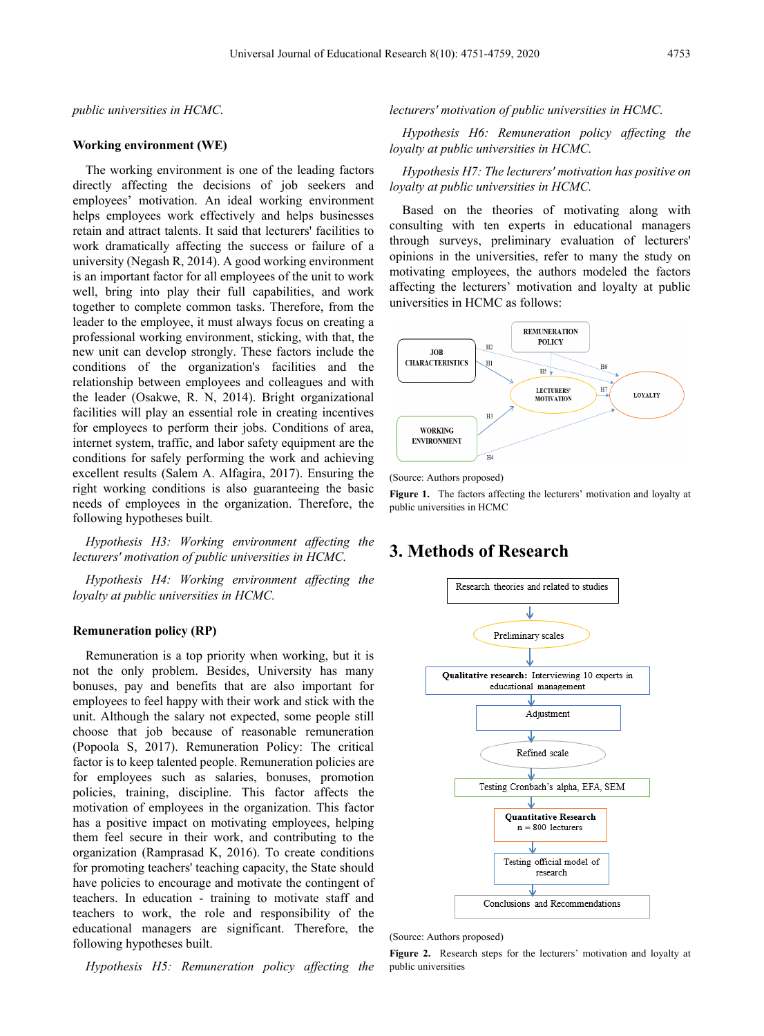*public universities in HCMC.*

### Working environment (WE)

The working environment is one of the leading factors directly affecting the decisions of job seekers and employees' motivation. An ideal working environment helps employees work effectively and helps businesses retain and attract talents. It said that lecturers' facilities to work dramatically affecting the success or failure of a university (Negash R, 2014). A good working environment is an important factor for all employees of the unit to work well, bring into play their full capabilities, and work together to complete common tasks. Therefore, from the leader to the employee, it must always focus on creating a professional working environment, sticking, with that, the new unit can develop strongly. These factors include the conditions of the organization's facilities and the relationship between employees and colleagues and with the leader (Osakwe, R. N, 2014). Bright organizational facilities will play an essential role in creating incentives for employees to perform their jobs. Conditions of area, internet system, traffic, and labor safety equipment are the conditions for safely performing the work and achieving excellent results (Salem A. Alfagira, 2017). Ensuring the right working conditions is also guaranteeing the basic needs of employees in the organization. Therefore, the following hypotheses built.

*Hypothesis H3: Working environment affecting the lecturers' motivation of public universities in HCMC.*

*Hypothesis H4: Working environment affecting the loyalty at public universities in HCMC.*

### Remuneration policy (RP)

Remuneration is a top priority when working, but it is not the only problem. Besides, University has many bonuses, pay and benefits that are also important for employees to feel happy with their work and stick with the unit. Although the salary not expected, some people still choose that job because of reasonable remuneration (Popoola S, 2017). Remuneration Policy: The critical factor is to keep talented people. Remuneration policies are for employees such as salaries, bonuses, promotion policies, training, discipline. This factor affects the motivation of employees in the organization. This factor has a positive impact on motivating employees, helping them feel secure in their work, and contributing to the organization (Ramprasad K, 2016). To create conditions for promoting teachers' teaching capacity, the State should have policies to encourage and motivate the contingent of teachers. In education - training to motivate staff and teachers to work, the role and responsibility of the educational managers are significant. Therefore, the following hypotheses built.

*Hypothesis H5: Remuneration policy affecting the lecturers' motivation of public universities in HCMC.*

*Hypothesis H6: Remuneration policy affecting the loyalty at public universities in HCMC.*

*Hypothesis H7: The lecturers' motivation has positive on loyalty at public universities in HCMC.*

Based on the theories of motivating along with consulting with ten experts in educational managers through surveys, preliminary evaluation of lecturers' opinions in the universities, refer to many the study on motivating employees, the authors modeled the factors affecting the lecturers' motivation and loyalty at public universities in HCMC as follows:

(Source: Authors proposed)

**Figure 1.** The factors affecting the lecturers' motivation and loyalty at public universities in HCMC

## 3. Methods of Research

(Source: Authors proposed)

**Figure 2.** Research steps for the lecturers' motivation and loyalty at public universities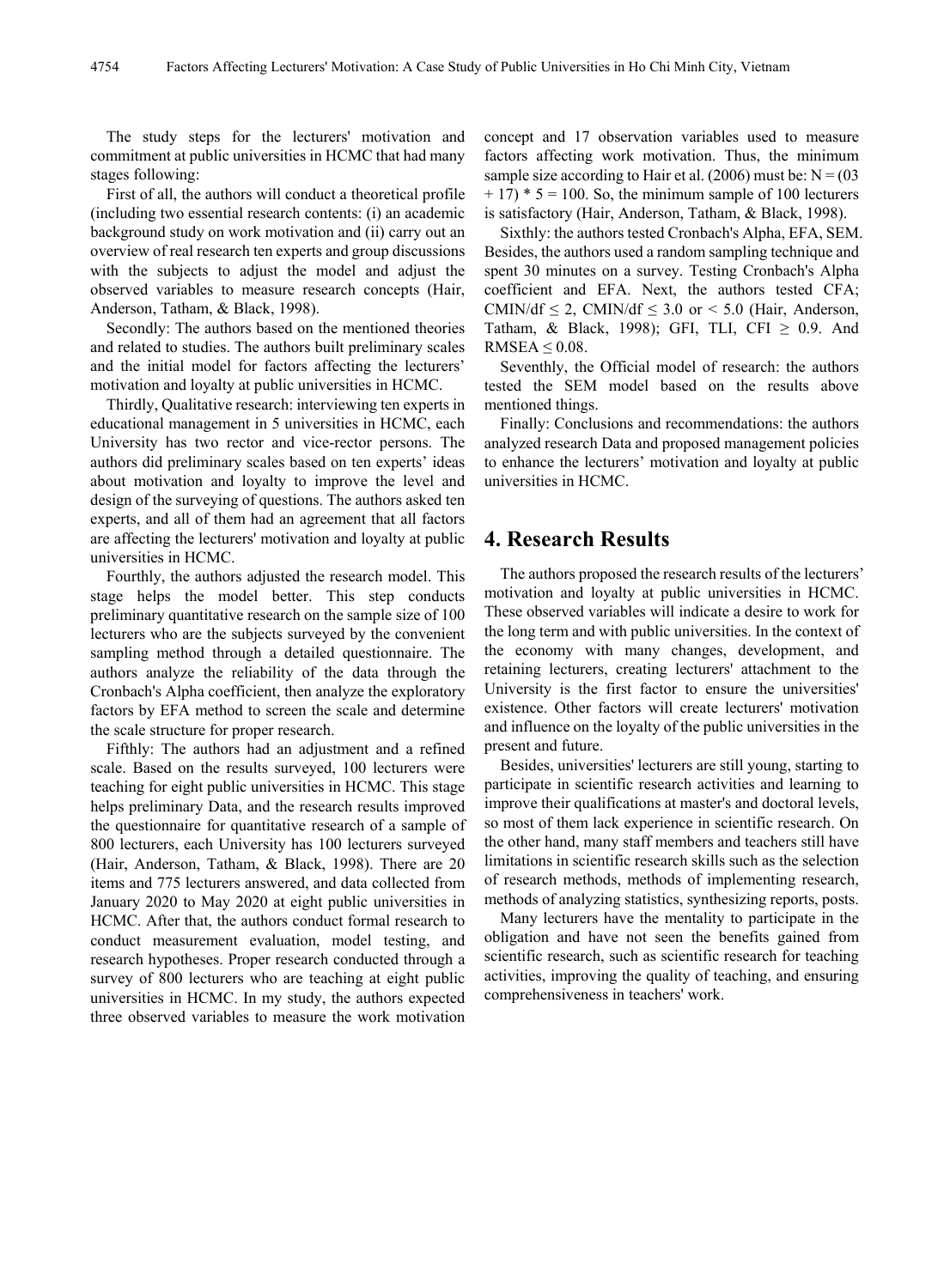The study steps for the lecturers' motivation and commitment at public universities in HCMC that had many stages following:

First of all, the authors will conduct a theoretical profile (including two essential research contents: (i) an academic background study on work motivation and (ii) carry out an overview of real research ten experts and group discussions with the subjects to adjust the model and adjust the observed variables to measure research concepts (Hair, Anderson, Tatham, & Black, 1998).

Secondly: The authors based on the mentioned theories and related to studies. The authors built preliminary scales and the initial model for factors affecting the lecturers' motivation and loyalty at public universities in HCMC.

Thirdly, Qualitative research: interviewing ten experts in educational management in 5 universities in HCMC, each University has two rector and vice-rector persons. The authors did preliminary scales based on ten experts' ideas about motivation and loyalty to improve the level and design of the surveying of questions. The authors asked ten experts, and all of them had an agreement that all factors are affecting the lecturers' motivation and loyalty at public universities in HCMC.

Fourthly, the authors adjusted the research model. This stage helps the model better. This step conducts preliminary quantitative research on the sample size of 100 lecturers who are the subjects surveyed by the convenient sampling method through a detailed questionnaire. The authors analyze the reliability of the data through the Cronbach's Alpha coefficient, then analyze the exploratory factors by EFA method to screen the scale and determine the scale structure for proper research.

Fifthly: The authors had an adjustment and a refined scale. Based on the results surveyed, 100 lecturers were teaching for eight public universities in HCMC. This stage helps preliminary Data, and the research results improved the questionnaire for quantitative research of a sample of 800 lecturers, each University has 100 lecturers surveyed (Hair, Anderson, Tatham, & Black, 1998). There are 20 items and 775 lecturers answered, and data collected from January 2020 to May 2020 at eight public universities in HCMC. After that, the authors conduct formal research to conduct measurement evaluation, model testing, and research hypotheses. Proper research conducted through a survey of 800 lecturers who are teaching at eight public universities in HCMC. In my study, the authors expected three observed variables to measure the work motivation concept and 17 observation variables used to measure factors affecting work motivation. Thus, the minimum sample size according to Hair et al. (2006) must be: $N = (03 + 17) * 5 = 100$. So, the minimum sample of 100 lecturers is satisfactory (Hair, Anderson, Tatham, & Black, 1998).

Sixthly: the authors tested Cronbach's Alpha, EFA, SEM. Besides, the authors used a random sampling technique and spent 30 minutes on a survey. Testing Cronbach's Alpha coefficient and EFA. Next, the authors tested CFA; $CMIN/df \leq 2$, $CMIN/df \leq 3.0$ or $< 5.0$ (Hair, Anderson, Tatham, & Black, 1998); GFI, TLI, CFI $\geq 0.9$. And RMSEA $\leq 0.08$.

Seventhly, the Official model of research: the authors tested the SEM model based on the results above mentioned things.

Finally: Conclusions and recommendations: the authors analyzed research Data and proposed management policies to enhance the lecturers' motivation and loyalty at public universities in HCMC.

# 4. Research Results

The authors proposed the research results of the lecturers' motivation and loyalty at public universities in HCMC. These observed variables will indicate a desire to work for the long term and with public universities. In the context of the economy with many changes, development, and retaining lecturers, creating lecturers' attachment to the University is the first factor to ensure the universities' existence. Other factors will create lecturers' motivation and influence on the loyalty of the public universities in the present and future.

Besides, universities' lecturers are still young, starting to participate in scientific research activities and learning to improve their qualifications at master's and doctoral levels, so most of them lack experience in scientific research. On the other hand, many staff members and teachers still have limitations in scientific research skills such as the selection of research methods, methods of implementing research, methods of analyzing statistics, synthesizing reports, posts.

Many lecturers have the mentality to participate in the obligation and have not seen the benefits gained from scientific research, such as scientific research for teaching activities, improving the quality of teaching, and ensuring comprehensiveness in teachers' work.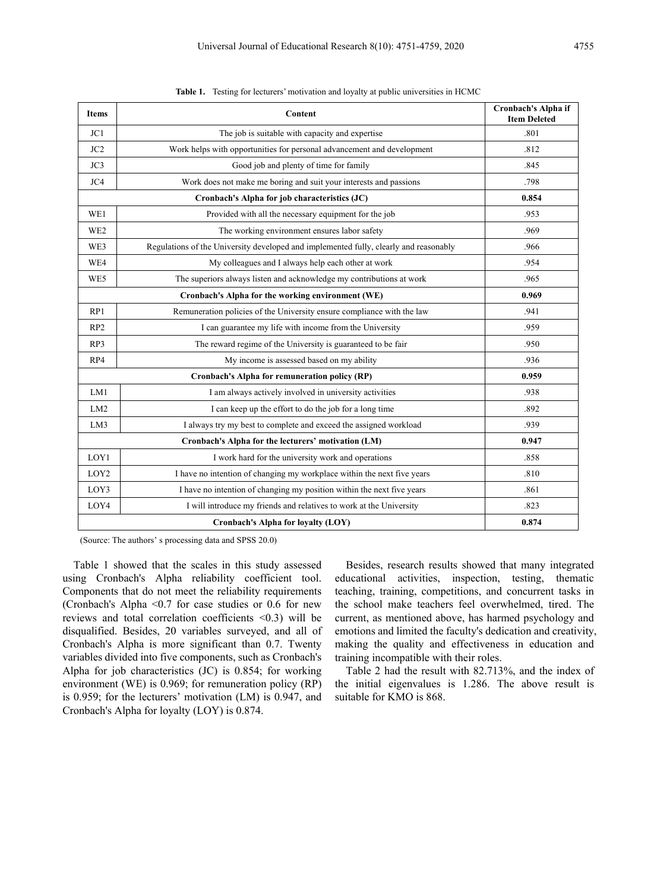**Table 1.** Testing for lecturers' motivation and loyalty at public universities in HCMC

| Items | Content | Cronbach's Alpha if Item Deleted |
|---|---|---|
| JC1 | The job is suitable with capacity and expertise | .801 |
| JC2 | Work helps with opportunities for personal advancement and development | .812 |
| JC3 | Good job and plenty of time for family | .845 |
| JC4 | Work does not make me boring and suit your interests and passions | .798 |
| **Cronbach's Alpha for job characteristics (JC)** | | **0.854** |
| WE1 | Provided with all the necessary equipment for the job | .953 |
| WE2 | The working environment ensures labor safety | .969 |
| WE3 | Regulations of the University developed and implemented fully, clearly and reasonably | .966 |
| WE4 | My colleagues and I always help each other at work | .954 |
| WE5 | The superiors always listen and acknowledge my contributions at work | .965 |
| **Cronbach's Alpha for the working environment (WE)** | | **0.969** |
| RP1 | Remuneration policies of the University ensure compliance with the law | .941 |
| RP2 | I can guarantee my life with income from the University | .959 |
| RP3 | The reward regime of the University is guaranteed to be fair | .950 |
| RP4 | My income is assessed based on my ability | .936 |
| **Cronbach's Alpha for remuneration policy (RP)** | | **0.959** |
| LM1 | I am always actively involved in university activities | .938 |
| LM2 | I can keep up the effort to do the job for a long time | .892 |
| LM3 | I always try my best to complete and exceed the assigned workload | .939 |
| **Cronbach's Alpha for the lecturers' motivation (LM)** | | **0.947** |
| LOY1 | I work hard for the university work and operations | .858 |
| LOY2 | I have no intention of changing my workplace within the next five years | .810 |
| LOY3 | I have no intention of changing my position within the next five years | .861 |
| LOY4 | I will introduce my friends and relatives to work at the University | .823 |
| **Cronbach's Alpha for loyalty (LOY)** | | **0.874** |

(Source: The authors' s processing data and SPSS 20.0)

Table 1 showed that the scales in this study assessed using Cronbach's Alpha reliability coefficient tool. Components that do not meet the reliability requirements (Cronbach's Alpha <0.7 for case studies or 0.6 for new reviews and total correlation coefficients <0.3) will be disqualified. Besides, 20 variables surveyed, and all of Cronbach's Alpha is more significant than 0.7. Twenty variables divided into five components, such as Cronbach's Alpha for job characteristics (JC) is 0.854; for working environment (WE) is 0.969; for remuneration policy (RP) is 0.959; for the lecturers' motivation (LM) is 0.947, and Cronbach's Alpha for loyalty (LOY) is 0.874.

Besides, research results showed that many integrated educational activities, inspection, testing, thematic teaching, training, competitions, and concurrent tasks in the school make teachers feel overwhelmed, tired. The current, as mentioned above, has harmed psychology and emotions and limited the faculty's dedication and creativity, making the quality and effectiveness in education and training incompatible with their roles.

Table 2 had the result with 82.713%, and the index of the initial eigenvalues is 1.286. The above result is suitable for KMO is 868.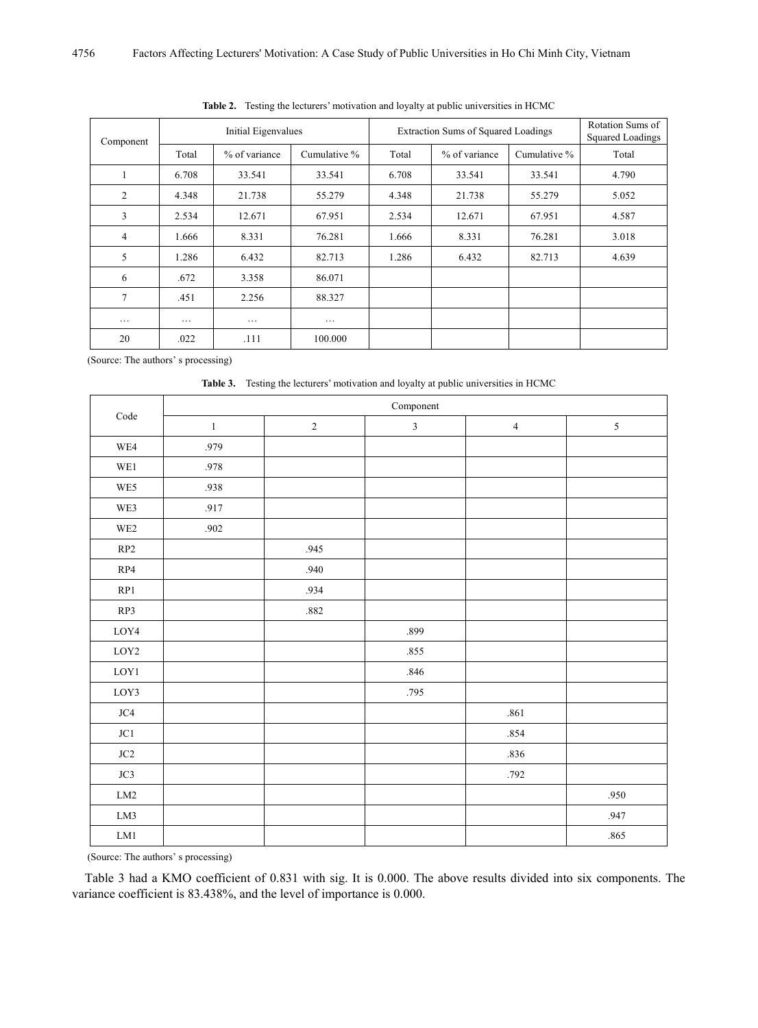**Table 2.** Testing the lecturers' motivation and loyalty at public universities in HCMC

| Component | Initial Eigenvalues | | | Extraction Sums of Squared Loadings | | | Rotation Sums of Squared Loadings |
|---|---|---|---|---|---|---|---|
| | Total | % of variance | Cumulative % | Total | % of variance | Cumulative % | Total |
| 1 | 6.708 | 33.541 | 33.541 | 6.708 | 33.541 | 33.541 | 4.790 |
| 2 | 4.348 | 21.738 | 55.279 | 4.348 | 21.738 | 55.279 | 5.052 |
| 3 | 2.534 | 12.671 | 67.951 | 2.534 | 12.671 | 67.951 | 4.587 |
| 4 | 1.666 | 8.331 | 76.281 | 1.666 | 8.331 | 76.281 | 3.018 |
| 5 | 1.286 | 6.432 | 82.713 | 1.286 | 6.432 | 82.713 | 4.639 |
| 6 | .672 | 3.358 | 86.071 | | | | |
| 7 | .451 | 2.256 | 88.327 | | | | |
| … | … | … | … | | | | |
| 20 | .022 | .111 | 100.000 | | | | |

(Source: The authors' s processing)

**Table 3.** Testing the lecturers' motivation and loyalty at public universities in HCMC

| Code | Component | | | | |
|---|---|---|---|---|---|
| | 1 | 2 | 3 | 4 | 5 |
| WE4 | .979 | | | | |
| WE1 | .978 | | | | |
| WE5 | .938 | | | | |
| WE3 | .917 | | | | |
| WE2 | .902 | | | | |
| RP2 | | .945 | | | |
| RP4 | | .940 | | | |
| RP1 | | .934 | | | |
| RP3 | | .882 | | | |
| LOY4 | | | .899 | | |
| LOY2 | | | .855 | | |
| LOY1 | | | .846 | | |
| LOY3 | | | .795 | | |
| JC4 | | | | .861 | |
| JC1 | | | | .854 | |
| JC2 | | | | .836 | |
| JC3 | | | | .792 | |
| LM2 | | | | | .950 |
| LM3 | | | | | .947 |
| LM1 | | | | | .865 |

(Source: The authors' s processing)

Table 3 had a KMO coefficient of 0.831 with sig. It is 0.000. The above results divided into six components. The variance coefficient is 83.438%, and the level of importance is 0.000.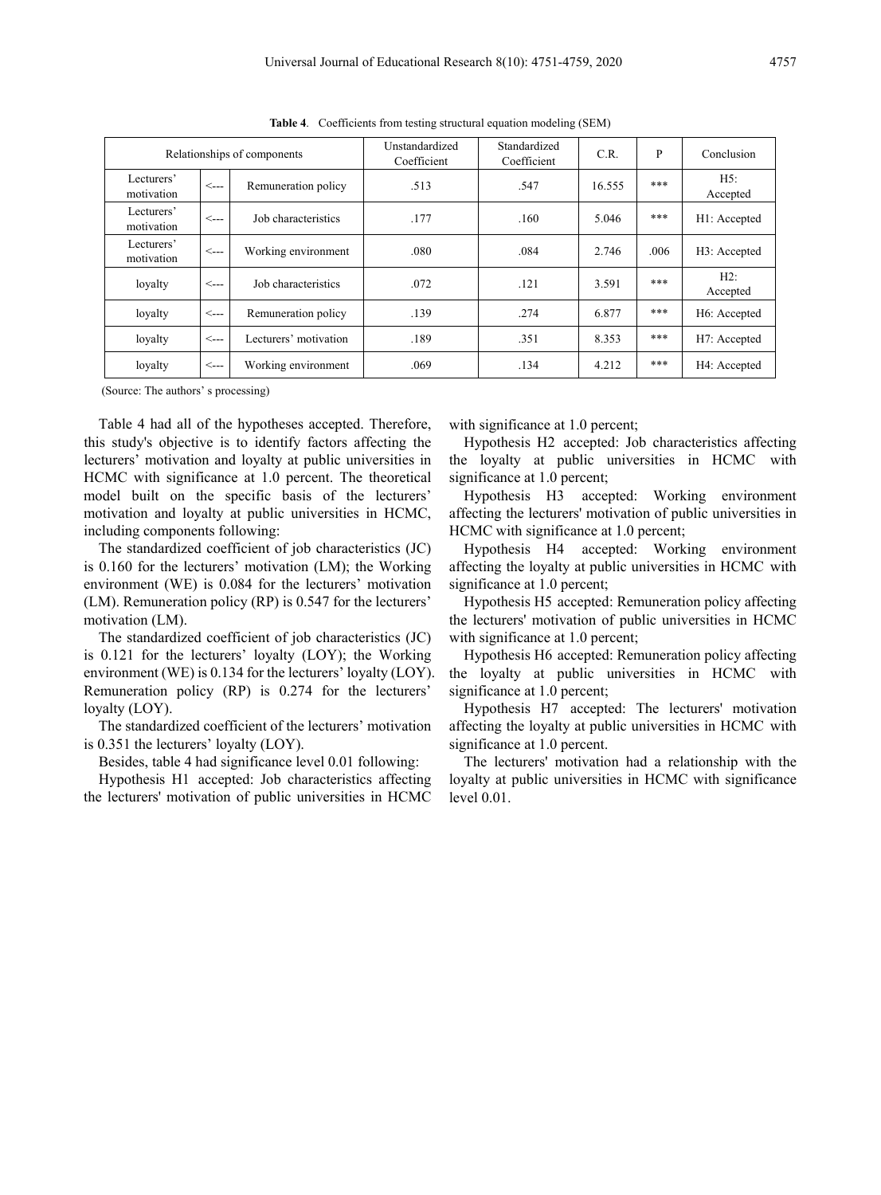**Table 4**. Coefficients from testing structural equation modeling (SEM)

| Relationships of components | | | Unstandardized Coefficient | Standardized Coefficient | C.R. | P | Conclusion |
|---|---|---|---|---|---|---|---|
| Lecturers' motivation | <--- | Remuneration policy | .513 | .547 | 16.555 | *** | H5: Accepted |
| Lecturers' motivation | <--- | Job characteristics | .177 | .160 | 5.046 | *** | H1: Accepted |
| Lecturers' motivation | <--- | Working environment | .080 | .084 | 2.746 | .006 | H3: Accepted |
| loyalty | <--- | Job characteristics | .072 | .121 | 3.591 | *** | H2: Accepted |
| loyalty | <--- | Remuneration policy | .139 | .274 | 6.877 | *** | H6: Accepted |
| loyalty | <--- | Lecturers' motivation | .189 | .351 | 8.353 | *** | H7: Accepted |
| loyalty | <--- | Working environment | .069 | .134 | 4.212 | *** | H4: Accepted |

(Source: The authors' s processing)

Table 4 had all of the hypotheses accepted. Therefore, this study's objective is to identify factors affecting the lecturers' motivation and loyalty at public universities in HCMC with significance at 1.0 percent. The theoretical model built on the specific basis of the lecturers' motivation and loyalty at public universities in HCMC, including components following:

The standardized coefficient of job characteristics (JC) is 0.160 for the lecturers' motivation (LM); the Working environment (WE) is 0.084 for the lecturers' motivation (LM). Remuneration policy (RP) is 0.547 for the lecturers' motivation (LM).

The standardized coefficient of job characteristics (JC) is 0.121 for the lecturers' loyalty (LOY); the Working environment (WE) is 0.134 for the lecturers' loyalty (LOY). Remuneration policy (RP) is 0.274 for the lecturers' loyalty (LOY).

The standardized coefficient of the lecturers' motivation is 0.351 the lecturers' loyalty (LOY).

Besides, table 4 had significance level 0.01 following:

Hypothesis H1 accepted: Job characteristics affecting the lecturers' motivation of public universities in HCMC with significance at 1.0 percent;

Hypothesis H2 accepted: Job characteristics affecting the loyalty at public universities in HCMC with significance at 1.0 percent;

Hypothesis H3 accepted: Working environment affecting the lecturers' motivation of public universities in HCMC with significance at 1.0 percent;

Hypothesis H4 accepted: Working environment affecting the loyalty at public universities in HCMC with significance at 1.0 percent;

Hypothesis H5 accepted: Remuneration policy affecting the lecturers' motivation of public universities in HCMC with significance at 1.0 percent;

Hypothesis H6 accepted: Remuneration policy affecting the loyalty at public universities in HCMC with significance at 1.0 percent;

Hypothesis H7 accepted: The lecturers' motivation affecting the loyalty at public universities in HCMC with significance at 1.0 percent.

The lecturers' motivation had a relationship with the loyalty at public universities in HCMC with significance level 0.01.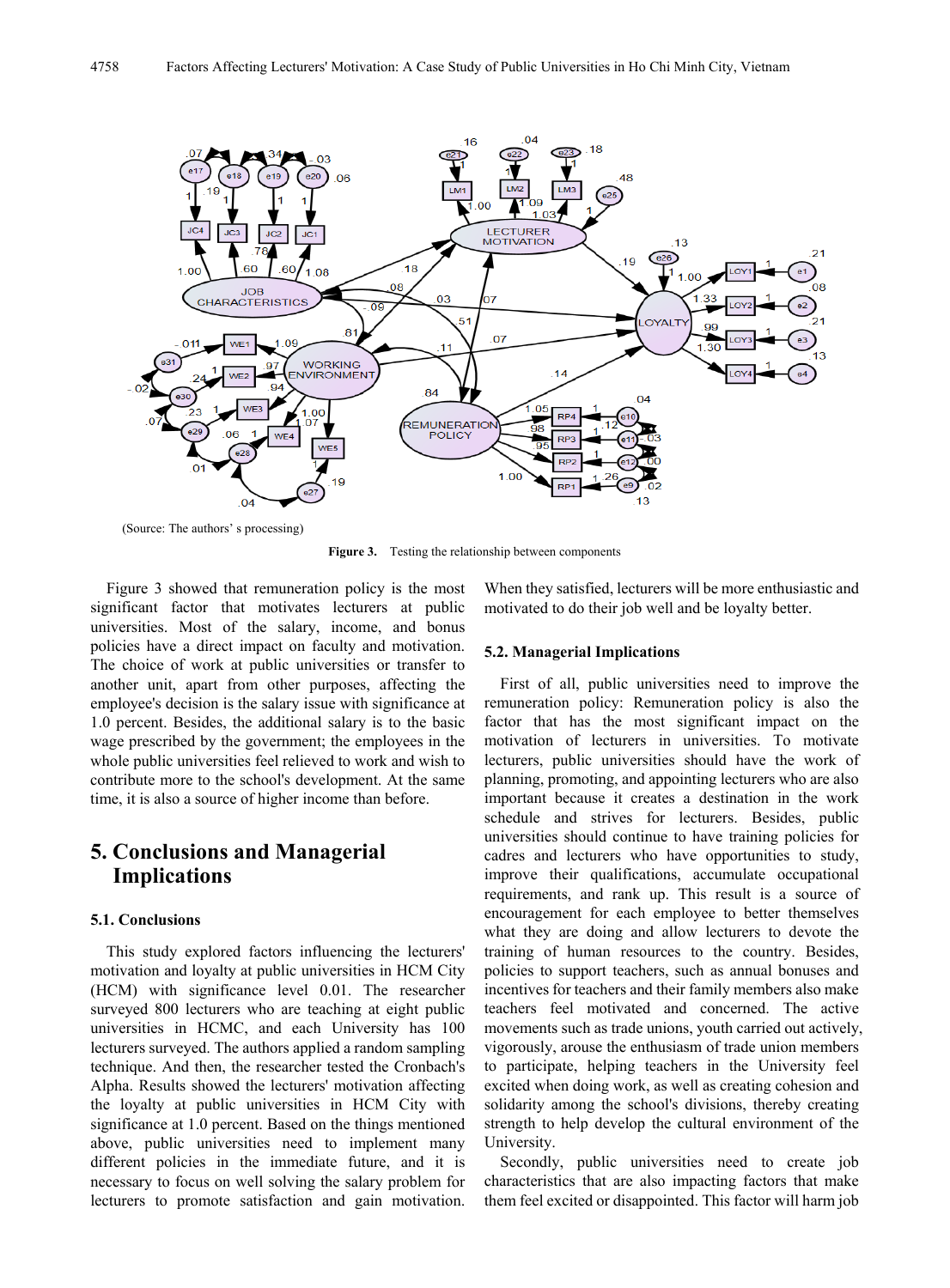(Source: The authors' s processing)

**Figure 3.** Testing the relationship between components

Figure 3 showed that remuneration policy is the most significant factor that motivates lecturers at public universities. Most of the salary, income, and bonus policies have a direct impact on faculty and motivation. The choice of work at public universities or transfer to another unit, apart from other purposes, affecting the employee's decision is the salary issue with significance at 1.0 percent. Besides, the additional salary is to the basic wage prescribed by the government; the employees in the whole public universities feel relieved to work and wish to contribute more to the school's development. At the same time, it is also a source of higher income than before.

# 5. Conclusions and Managerial Implications

## 5.1. Conclusions

This study explored factors influencing the lecturers' motivation and loyalty at public universities in HCM City (HCM) with significance level 0.01. The researcher surveyed 800 lecturers who are teaching at eight public universities in HCMC, and each University has 100 lecturers surveyed. The authors applied a random sampling technique. And then, the researcher tested the Cronbach's Alpha. Results showed the lecturers' motivation affecting the loyalty at public universities in HCM City with significance at 1.0 percent. Based on the things mentioned above, public universities need to implement many different policies in the immediate future, and it is necessary to focus on well solving the salary problem for lecturers to promote satisfaction and gain motivation. When they satisfied, lecturers will be more enthusiastic and motivated to do their job well and be loyalty better.

## 5.2. Managerial Implications

First of all, public universities need to improve the remuneration policy: Remuneration policy is also the factor that has the most significant impact on the motivation of lecturers in universities. To motivate lecturers, public universities should have the work of planning, promoting, and appointing lecturers who are also important because it creates a destination in the work schedule and strives for lecturers. Besides, public universities should continue to have training policies for cadres and lecturers who have opportunities to study, improve their qualifications, accumulate occupational requirements, and rank up. This result is a source of encouragement for each employee to better themselves what they are doing and allow lecturers to devote the training of human resources to the country. Besides, policies to support teachers, such as annual bonuses and incentives for teachers and their family members also make teachers feel motivated and concerned. The active movements such as trade unions, youth carried out actively, vigorously, arouse the enthusiasm of trade union members to participate, helping teachers in the University feel excited when doing work, as well as creating cohesion and solidarity among the school's divisions, thereby creating strength to help develop the cultural environment of the University.

Secondly, public universities need to create job characteristics that are also impacting factors that make them feel excited or disappointed. This factor will harm job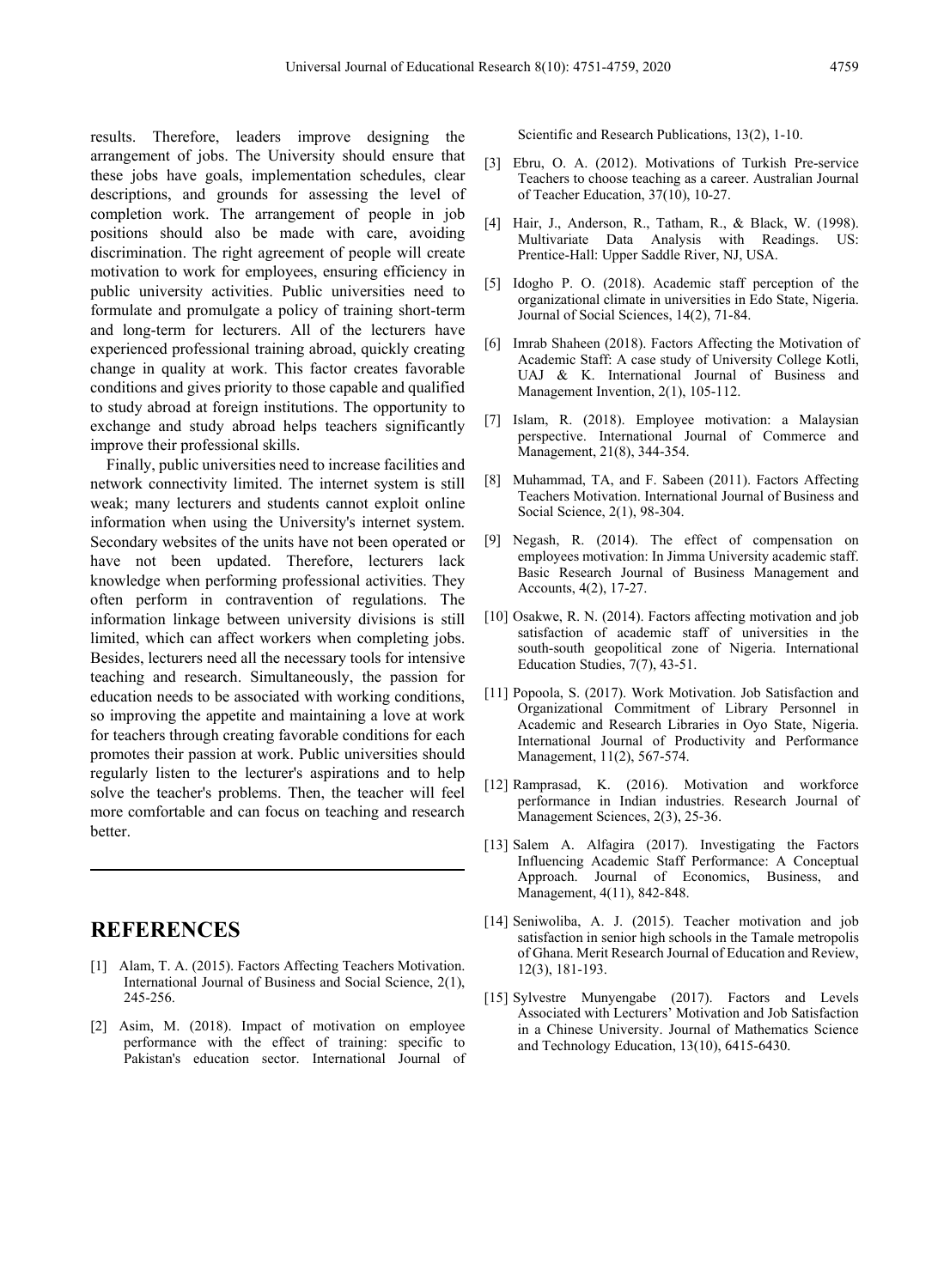results. Therefore, leaders improve designing the arrangement of jobs. The University should ensure that these jobs have goals, implementation schedules, clear descriptions, and grounds for assessing the level of completion work. The arrangement of people in job positions should also be made with care, avoiding discrimination. The right agreement of people will create motivation to work for employees, ensuring efficiency in public university activities. Public universities need to formulate and promulgate a policy of training short-term and long-term for lecturers. All of the lecturers have experienced professional training abroad, quickly creating change in quality at work. This factor creates favorable conditions and gives priority to those capable and qualified to study abroad at foreign institutions. The opportunity to exchange and study abroad helps teachers significantly improve their professional skills.

Finally, public universities need to increase facilities and network connectivity limited. The internet system is still weak; many lecturers and students cannot exploit online information when using the University's internet system. Secondary websites of the units have not been operated or have not been updated. Therefore, lecturers lack knowledge when performing professional activities. They often perform in contravention of regulations. The information linkage between university divisions is still limited, which can affect workers when completing jobs. Besides, lecturers need all the necessary tools for intensive teaching and research. Simultaneously, the passion for education needs to be associated with working conditions, so improving the appetite and maintaining a love at work for teachers through creating favorable conditions for each promotes their passion at work. Public universities should regularly listen to the lecturer's aspirations and to help solve the teacher's problems. Then, the teacher will feel more comfortable and can focus on teaching and research better.

## REFERENCES

[1] Alam, T. A. (2015). Factors Affecting Teachers Motivation. International Journal of Business and Social Science, 2(1), 245-256.

[2] Asim, M. (2018). Impact of motivation on employee performance with the effect of training: specific to Pakistan's education sector. International Journal of Scientific and Research Publications, 13(2), 1-10.

[3] Ebru, O. A. (2012). Motivations of Turkish Pre-service Teachers to choose teaching as a career. Australian Journal of Teacher Education, 37(10), 10-27.

[4] Hair, J., Anderson, R., Tatham, R., & Black, W. (1998). Multivariate Data Analysis with Readings. US: Prentice-Hall: Upper Saddle River, NJ, USA.

[5] Idogho P. O. (2018). Academic staff perception of the organizational climate in universities in Edo State, Nigeria. Journal of Social Sciences, 14(2), 71-84.

[6] Imrab Shaheen (2018). Factors Affecting the Motivation of Academic Staff: A case study of University College Kotli, UAJ & K. International Journal of Business and Management Invention, 2(1), 105-112.

[7] Islam, R. (2018). Employee motivation: a Malaysian perspective. International Journal of Commerce and Management, 21(8), 344-354.

[8] Muhammad, TA, and F. Sabeen (2011). Factors Affecting Teachers Motivation. International Journal of Business and Social Science, 2(1), 98-304.

[9] Negash, R. (2014). The effect of compensation on employees motivation: In Jimma University academic staff. Basic Research Journal of Business Management and Accounts, 4(2), 17-27.

[10] Osakwe, R. N. (2014). Factors affecting motivation and job satisfaction of academic staff of universities in the south-south geopolitical zone of Nigeria. International Education Studies, 7(7), 43-51.

[11] Popoola, S. (2017). Work Motivation. Job Satisfaction and Organizational Commitment of Library Personnel in Academic and Research Libraries in Oyo State, Nigeria. International Journal of Productivity and Performance Management, 11(2), 567-574.

[12] Ramprasad, K. (2016). Motivation and workforce performance in Indian industries. Research Journal of Management Sciences, 2(3), 25-36.

[13] Salem A. Alfagira (2017). Investigating the Factors Influencing Academic Staff Performance: A Conceptual Approach. Journal of Economics, Business, and Management, 4(11), 842-848.

[14] Seniwoliba, A. J. (2015). Teacher motivation and job satisfaction in senior high schools in the Tamale metropolis of Ghana. Merit Research Journal of Education and Review, 12(3), 181-193.

[15] Sylvestre Munyengabe (2017). Factors and Levels Associated with Lecturers' Motivation and Job Satisfaction in a Chinese University. Journal of Mathematics Science and Technology Education, 13(10), 6415-6430.